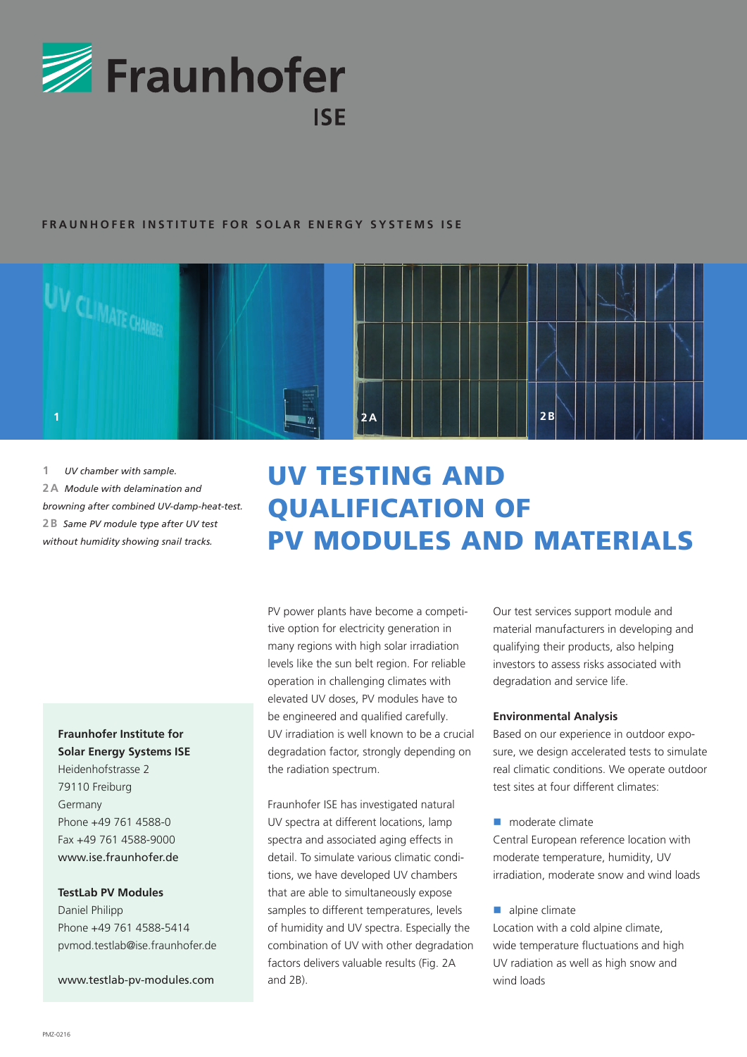Fraunhofer ISE

FRAUNHOFER INSTITUTE FOR SOLAR ENERGY SYSTEMS ISE

**1** *UV chamber with sample.*
**2 A** *Module with delamination and browning after combined UV-damp-heat-test.*
**2 B** *Same PV module type after UV test without humidity showing snail tracks.*

# UV TESTING AND QUALIFICATION OF PV MODULES AND MATERIALS

PV power plants have become a competitive option for electricity generation in many regions with high solar irradiation levels like the sun belt region. For reliable operation in challenging climates with elevated UV doses, PV modules have to be engineered and qualified carefully. UV irradiation is well known to be a crucial degradation factor, strongly depending on the radiation spectrum.

Fraunhofer ISE has investigated natural UV spectra at different locations, lamp spectra and associated aging effects in detail. To simulate various climatic conditions, we have developed UV chambers that are able to simultaneously expose samples to different temperatures, levels of humidity and UV spectra. Especially the combination of UV with other degradation factors delivers valuable results (Fig. 2A and 2B).

Our test services support module and material manufacturers in developing and qualifying their products, also helping investors to assess risks associated with degradation and service life.

**Environmental Analysis**

Based on our experience in outdoor exposure, we design accelerated tests to simulate real climatic conditions. We operate outdoor test sites at four different climates:

- moderate climate

Central European reference location with moderate temperature, humidity, UV irradiation, moderate snow and wind loads

- alpine climate

Location with a cold alpine climate, wide temperature fluctuations and high UV radiation as well as high snow and wind loads

**Fraunhofer Institute for Solar Energy Systems ISE**
Heidenhofstrasse 2
79110 Freiburg
Germany
Phone +49 761 4588-0
Fax +49 761 4588-9000
www.ise.fraunhofer.de

**TestLab PV Modules**
Daniel Philipp
Phone +49 761 4588-5414
pvmod.testlab@ise.fraunhofer.de

www.testlab-pv-modules.com

PMZ-0216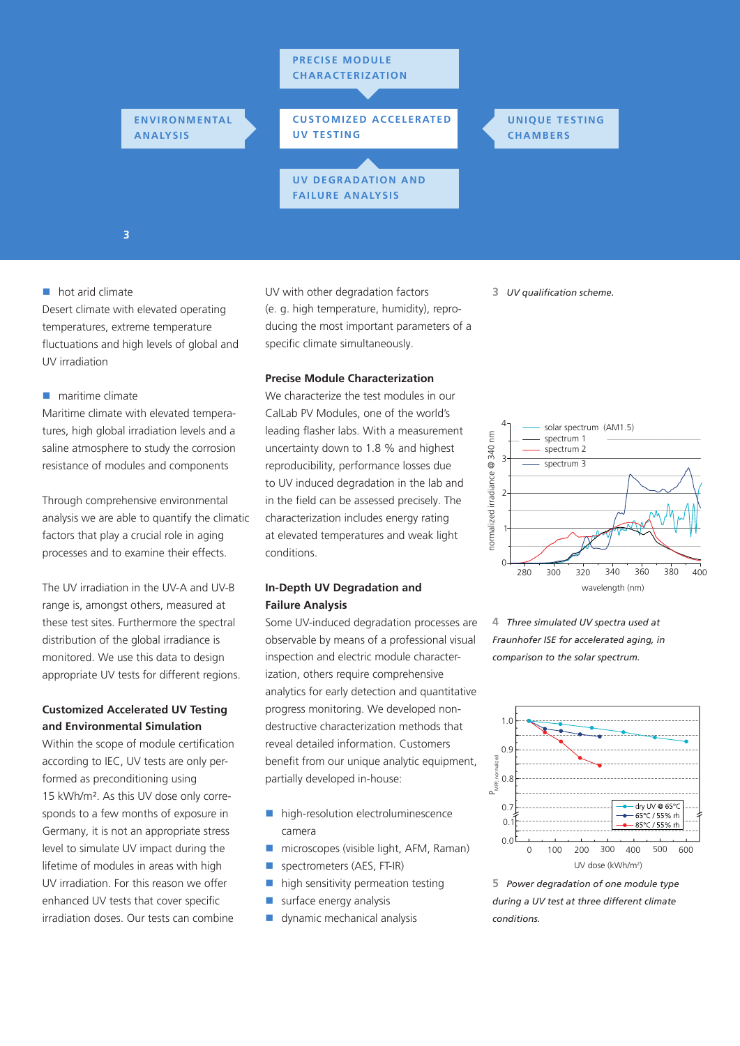PRECISE MODULE CHARACTERIZATION

ENVIRONMENTAL ANALYSIS

CUSTOMIZED ACCELERATED UV TESTING

UNIQUE TESTING CHAMBERS

UV DEGRADATION AND FAILURE ANALYSIS

3

- hot arid climate

Desert climate with elevated operating temperatures, extreme temperature fluctuations and high levels of global and UV irradiation

- maritime climate

Maritime climate with elevated temperatures, high global irradiation levels and a saline atmosphere to study the corrosion resistance of modules and components

Through comprehensive environmental analysis we are able to quantify the climatic factors that play a crucial role in aging processes and to examine their effects.

The UV irradiation in the UV-A and UV-B range is, amongst others, measured at these test sites. Furthermore the spectral distribution of the global irradiance is monitored. We use this data to design appropriate UV tests for different regions.

**Customized Accelerated UV Testing and Environmental Simulation**

Within the scope of module certification according to IEC, UV tests are only performed as preconditioning using 15 kWh/m². As this UV dose only corresponds to a few months of exposure in Germany, it is not an appropriate stress level to simulate UV impact during the lifetime of modules in areas with high UV irradiation. For this reason we offer enhanced UV tests that cover specific irradiation doses. Our tests can combine UV with other degradation factors (e. g. high temperature, humidity), reproducing the most important parameters of a specific climate simultaneously.

**Precise Module Characterization**

We characterize the test modules in our CalLab PV Modules, one of the world's leading flasher labs. With a measurement uncertainty down to 1.8 % and highest reproducibility, performance losses due to UV induced degradation in the lab and in the field can be assessed precisely. The characterization includes energy rating at elevated temperatures and weak light conditions.

**In-Depth UV Degradation and Failure Analysis**

Some UV-induced degradation processes are observable by means of a professional visual inspection and electric module characterization, others require comprehensive analytics for early detection and quantitative progress monitoring. We developed non-destructive characterization methods that reveal detailed information. Customers benefit from our unique analytic equipment, partially developed in-house:

- high-resolution electroluminescence camera
- microscopes (visible light, AFM, Raman)
- spectrometers (AES, FT-IR)
- high sensitivity permeation testing
- surface energy analysis
- dynamic mechanical analysis

3 *UV qualification scheme.*

solar spectrum (AM1.5)
spectrum 1
spectrum 2
spectrum 3
normalized irradiance @ 340 nm
0 1 2 3 4
280 300 320 340 360 380 400
wavelength (nm)

4 *Three simulated UV spectra used at Fraunhofer ISE for accelerated aging, in comparison to the solar spectrum.*

$P_{MPP, normalized}$
0.0 0.1 0.7 0.8 0.9 1.0
0 100 200 300 400 500 600
UV dose (kWh/m²)
dry UV @ 65°C
65°C / 55% rh
85°C / 55% rh

5 *Power degradation of one module type during a UV test at three different climate conditions.*